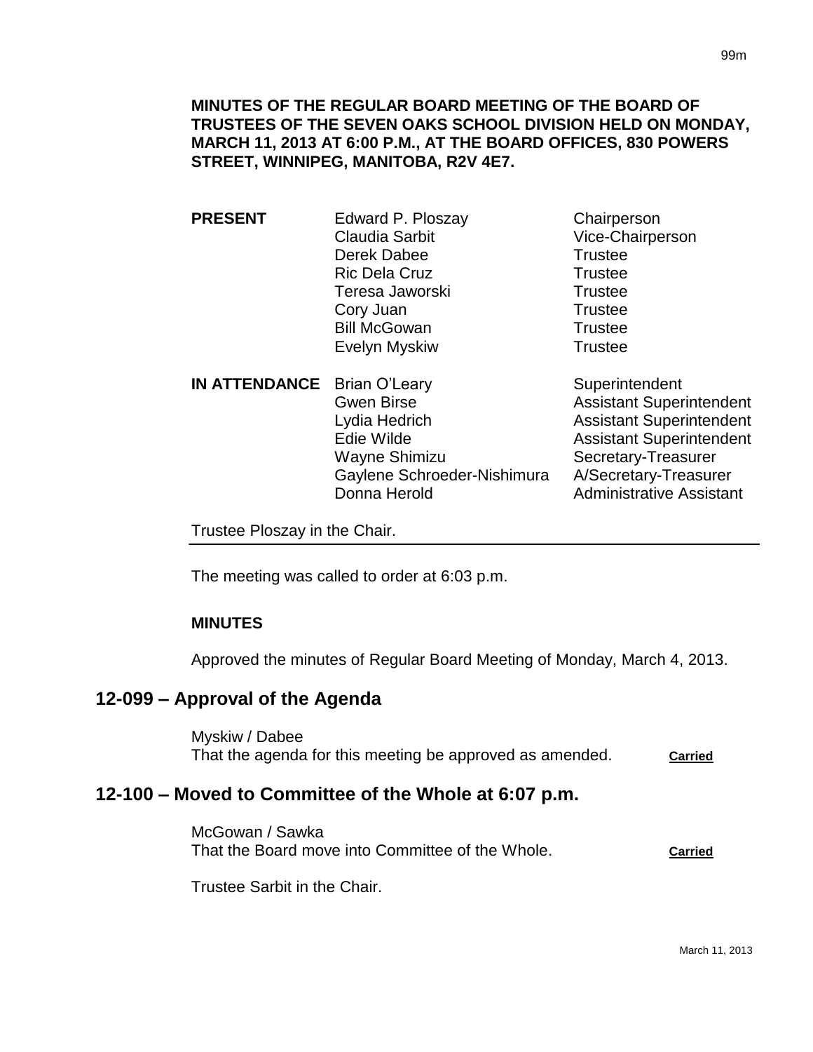**MINUTES OF THE REGULAR BOARD MEETING OF THE BOARD OF TRUSTEES OF THE SEVEN OAKS SCHOOL DIVISION HELD ON MONDAY, MARCH 11, 2013 AT 6:00 P.M., AT THE BOARD OFFICES, 830 POWERS STREET, WINNIPEG, MANITOBA, R2V 4E7.**

| | | |
|---|---|---|
| **PRESENT** | Edward P. Ploszay | Chairperson |
| | Claudia Sarbit | Vice-Chairperson |
| | Derek Dabee | Trustee |
| | Ric Dela Cruz | Trustee |
| | Teresa Jaworski | Trustee |
| | Cory Juan | Trustee |
| | Bill McGowan | Trustee |
| | Evelyn Myskiw | Trustee |
| **IN ATTENDANCE** | Brian O'Leary | Superintendent |
| | Gwen Birse | Assistant Superintendent |
| | Lydia Hedrich | Assistant Superintendent |
| | Edie Wilde | Assistant Superintendent |
| | Wayne Shimizu | Secretary-Treasurer |
| | Gaylene Schroeder-Nishimura | A/Secretary-Treasurer |
| | Donna Herold | Administrative Assistant |

Trustee Ploszay in the Chair.

The meeting was called to order at 6:03 p.m.

**MINUTES**

Approved the minutes of Regular Board Meeting of Monday, March 4, 2013.

## 12-099 – Approval of the Agenda

Myskiw / Dabee
That the agenda for this meeting be approved as amended. **Carried**

## 12-100 – Moved to Committee of the Whole at 6:07 p.m.

McGowan / Sawka
That the Board move into Committee of the Whole. **Carried**

Trustee Sarbit in the Chair.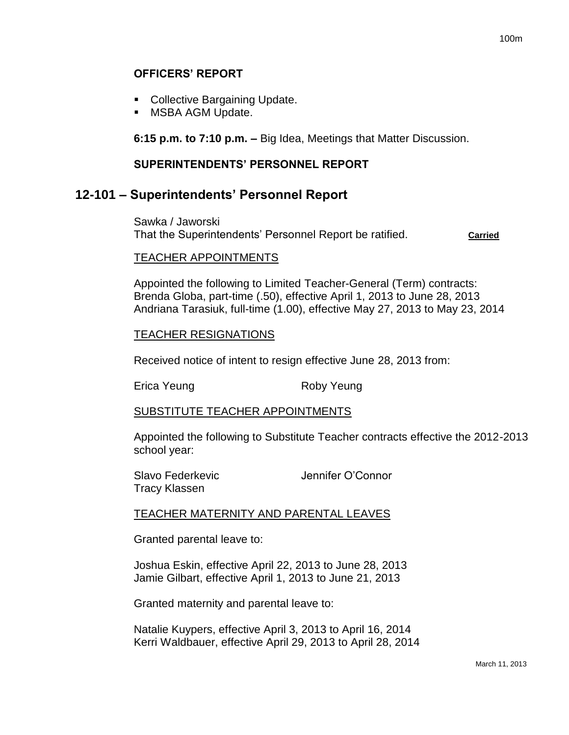**OFFICERS' REPORT**

- Collective Bargaining Update.
- MSBA AGM Update.

**6:15 p.m. to 7:10 p.m. –** Big Idea, Meetings that Matter Discussion.

**SUPERINTENDENTS' PERSONNEL REPORT**

## 12-101 – Superintendents' Personnel Report

Sawka / Jaworski
That the Superintendents' Personnel Report be ratified. **Carried**

TEACHER APPOINTMENTS

Appointed the following to Limited Teacher-General (Term) contracts:
Brenda Globa, part-time (.50), effective April 1, 2013 to June 28, 2013
Andriana Tarasiuk, full-time (1.00), effective May 27, 2013 to May 23, 2014

TEACHER RESIGNATIONS

Received notice of intent to resign effective June 28, 2013 from:

Erica Yeung
Roby Yeung

SUBSTITUTE TEACHER APPOINTMENTS

Appointed the following to Substitute Teacher contracts effective the 2012-2013 school year:

Slavo Federkevic
Jennifer O'Connor
Tracy Klassen

TEACHER MATERNITY AND PARENTAL LEAVES

Granted parental leave to:

Joshua Eskin, effective April 22, 2013 to June 28, 2013
Jamie Gilbart, effective April 1, 2013 to June 21, 2013

Granted maternity and parental leave to:

Natalie Kuypers, effective April 3, 2013 to April 16, 2014
Kerri Waldbauer, effective April 29, 2013 to April 28, 2014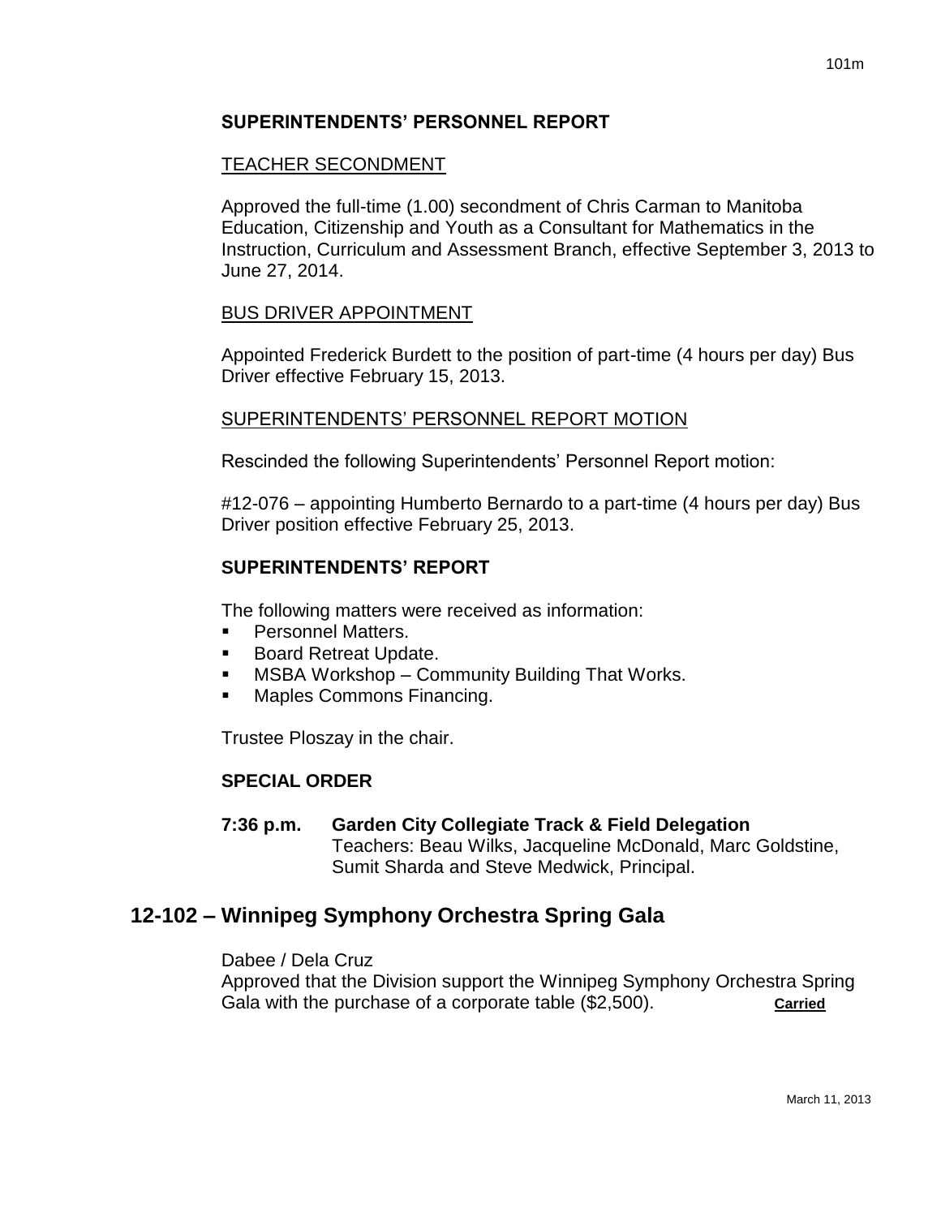**SUPERINTENDENTS' PERSONNEL REPORT**

TEACHER SECONDMENT

Approved the full-time (1.00) secondment of Chris Carman to Manitoba Education, Citizenship and Youth as a Consultant for Mathematics in the Instruction, Curriculum and Assessment Branch, effective September 3, 2013 to June 27, 2014.

BUS DRIVER APPOINTMENT

Appointed Frederick Burdett to the position of part-time (4 hours per day) Bus Driver effective February 15, 2013.

SUPERINTENDENTS' PERSONNEL REPORT MOTION

Rescinded the following Superintendents' Personnel Report motion:

#12-076 – appointing Humberto Bernardo to a part-time (4 hours per day) Bus Driver position effective February 25, 2013.

**SUPERINTENDENTS' REPORT**

The following matters were received as information:

- Personnel Matters.
- Board Retreat Update.
- MSBA Workshop – Community Building That Works.
- Maples Commons Financing.

Trustee Ploszay in the chair.

**SPECIAL ORDER**

**7:36 p.m. Garden City Collegiate Track & Field Delegation**
Teachers: Beau Wilks, Jacqueline McDonald, Marc Goldstine, Sumit Sharda and Steve Medwick, Principal.

## 12-102 – Winnipeg Symphony Orchestra Spring Gala

Dabee / Dela Cruz
Approved that the Division support the Winnipeg Symphony Orchestra Spring Gala with the purchase of a corporate table ($2,500). **Carried**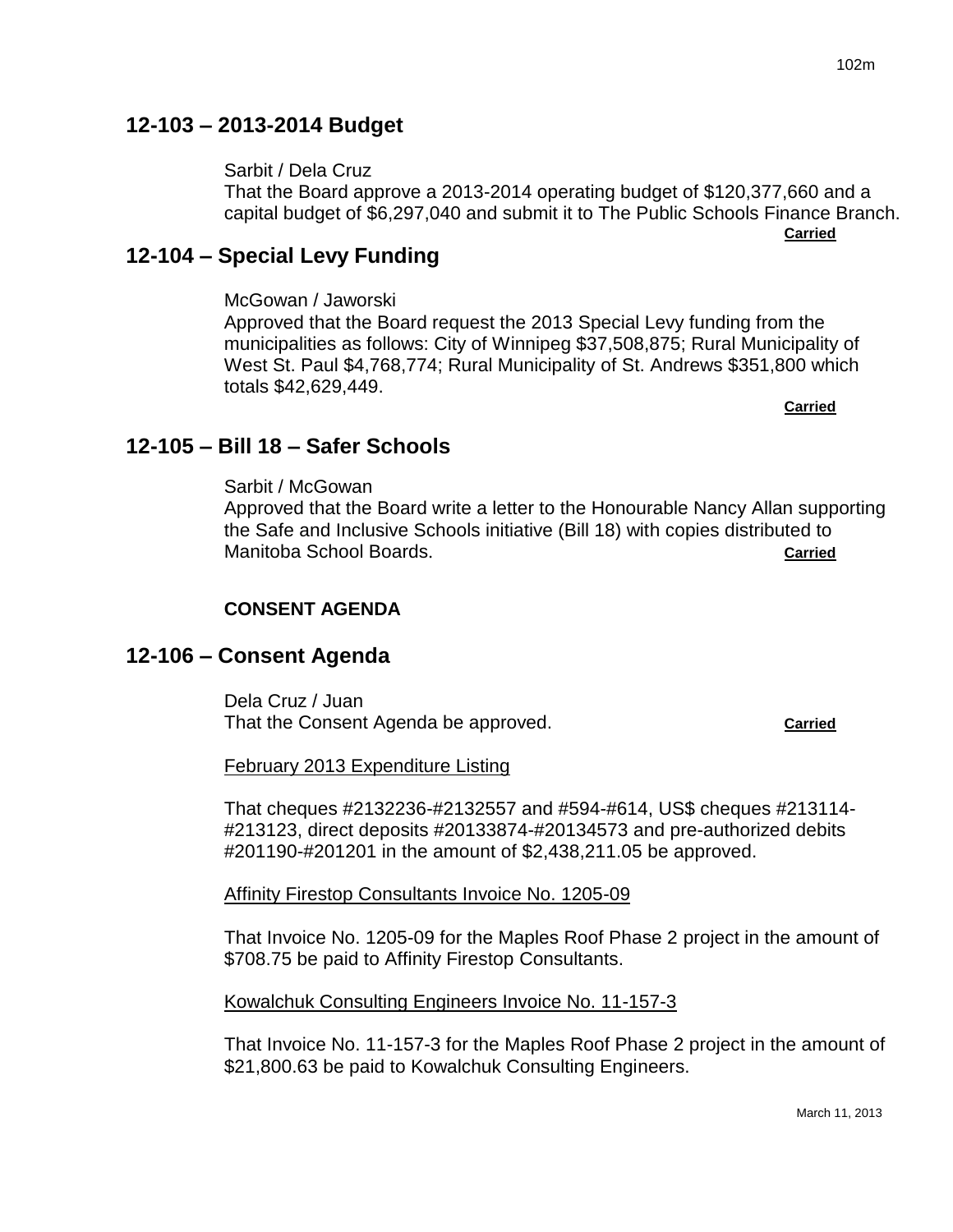## 12-103 – 2013-2014 Budget

Sarbit / Dela Cruz
That the Board approve a 2013-2014 operating budget of $120,377,660 and a capital budget of $6,297,040 and submit it to The Public Schools Finance Branch.
**Carried**

## 12-104 – Special Levy Funding

McGowan / Jaworski
Approved that the Board request the 2013 Special Levy funding from the municipalities as follows: City of Winnipeg $37,508,875; Rural Municipality of West St. Paul $4,768,774; Rural Municipality of St. Andrews $351,800 which totals $42,629,449.
**Carried**

## 12-105 – Bill 18 – Safer Schools

Sarbit / McGowan
Approved that the Board write a letter to the Honourable Nancy Allan supporting the Safe and Inclusive Schools initiative (Bill 18) with copies distributed to Manitoba School Boards. **Carried**

**CONSENT AGENDA**

## 12-106 – Consent Agenda

Dela Cruz / Juan
That the Consent Agenda be approved. **Carried**

February 2013 Expenditure Listing

That cheques #2132236-#2132557 and #594-#614, US$ cheques #213114-#213123, direct deposits #20133874-#20134573 and pre-authorized debits #201190-#201201 in the amount of $2,438,211.05 be approved.

Affinity Firestop Consultants Invoice No. 1205-09

That Invoice No. 1205-09 for the Maples Roof Phase 2 project in the amount of $708.75 be paid to Affinity Firestop Consultants.

Kowalchuk Consulting Engineers Invoice No. 11-157-3

That Invoice No. 11-157-3 for the Maples Roof Phase 2 project in the amount of $21,800.63 be paid to Kowalchuk Consulting Engineers.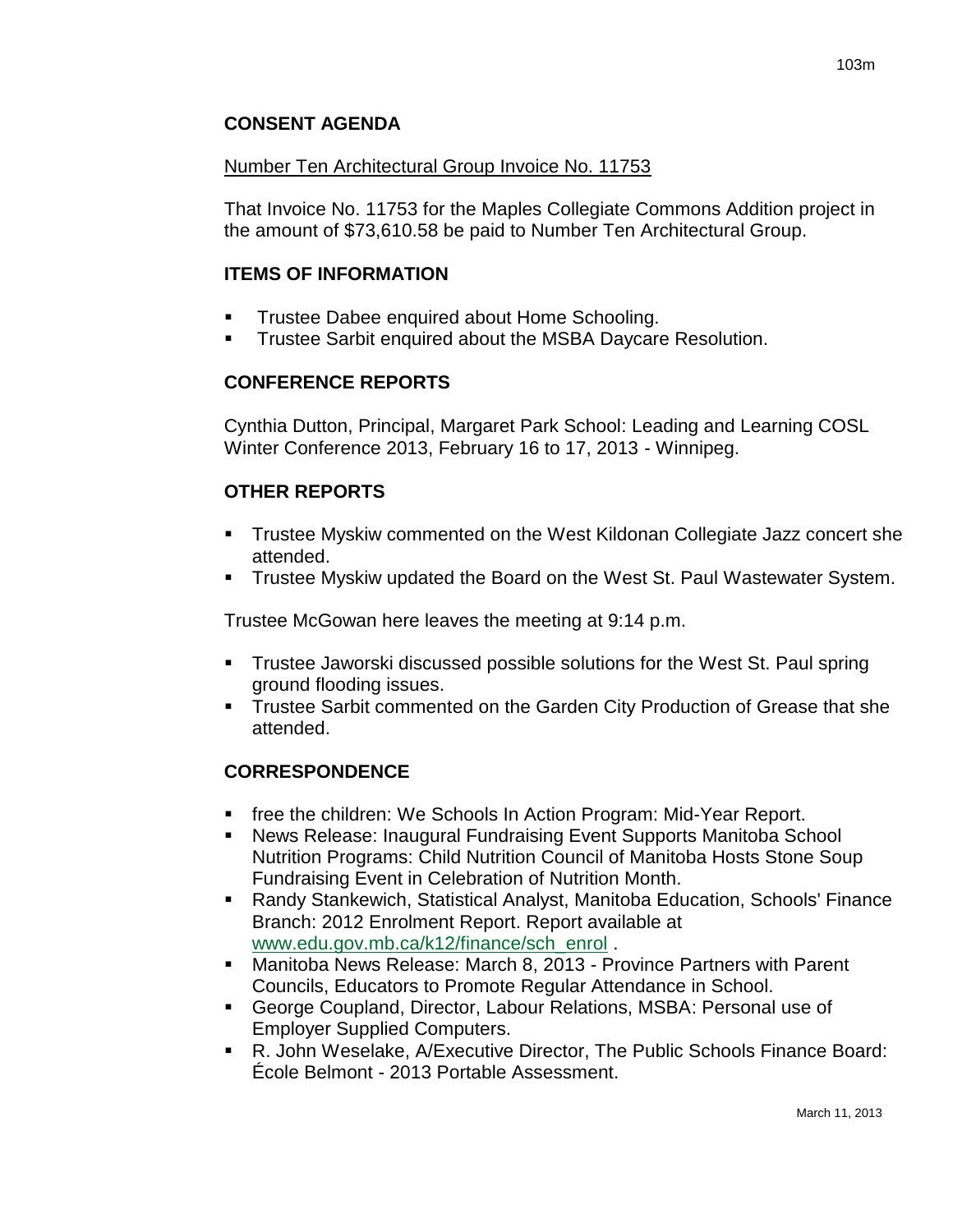## CONSENT AGENDA

Number Ten Architectural Group Invoice No. 11753

That Invoice No. 11753 for the Maples Collegiate Commons Addition project in the amount of $73,610.58 be paid to Number Ten Architectural Group.

## ITEMS OF INFORMATION

- Trustee Dabee enquired about Home Schooling.
- Trustee Sarbit enquired about the MSBA Daycare Resolution.

## CONFERENCE REPORTS

Cynthia Dutton, Principal, Margaret Park School: Leading and Learning COSL Winter Conference 2013, February 16 to 17, 2013 - Winnipeg.

## OTHER REPORTS

- Trustee Myskiw commented on the West Kildonan Collegiate Jazz concert she attended.
- Trustee Myskiw updated the Board on the West St. Paul Wastewater System.

Trustee McGowan here leaves the meeting at 9:14 p.m.

- Trustee Jaworski discussed possible solutions for the West St. Paul spring ground flooding issues.
- Trustee Sarbit commented on the Garden City Production of Grease that she attended.

## CORRESPONDENCE

- free the children: We Schools In Action Program: Mid-Year Report.
- News Release: Inaugural Fundraising Event Supports Manitoba School Nutrition Programs: Child Nutrition Council of Manitoba Hosts Stone Soup Fundraising Event in Celebration of Nutrition Month.
- Randy Stankewich, Statistical Analyst, Manitoba Education, Schools' Finance Branch: 2012 Enrolment Report. Report available at www.edu.gov.mb.ca/k12/finance/sch_enrol .
- Manitoba News Release: March 8, 2013 - Province Partners with Parent Councils, Educators to Promote Regular Attendance in School.
- George Coupland, Director, Labour Relations, MSBA: Personal use of Employer Supplied Computers.
- R. John Weselake, A/Executive Director, The Public Schools Finance Board: École Belmont - 2013 Portable Assessment.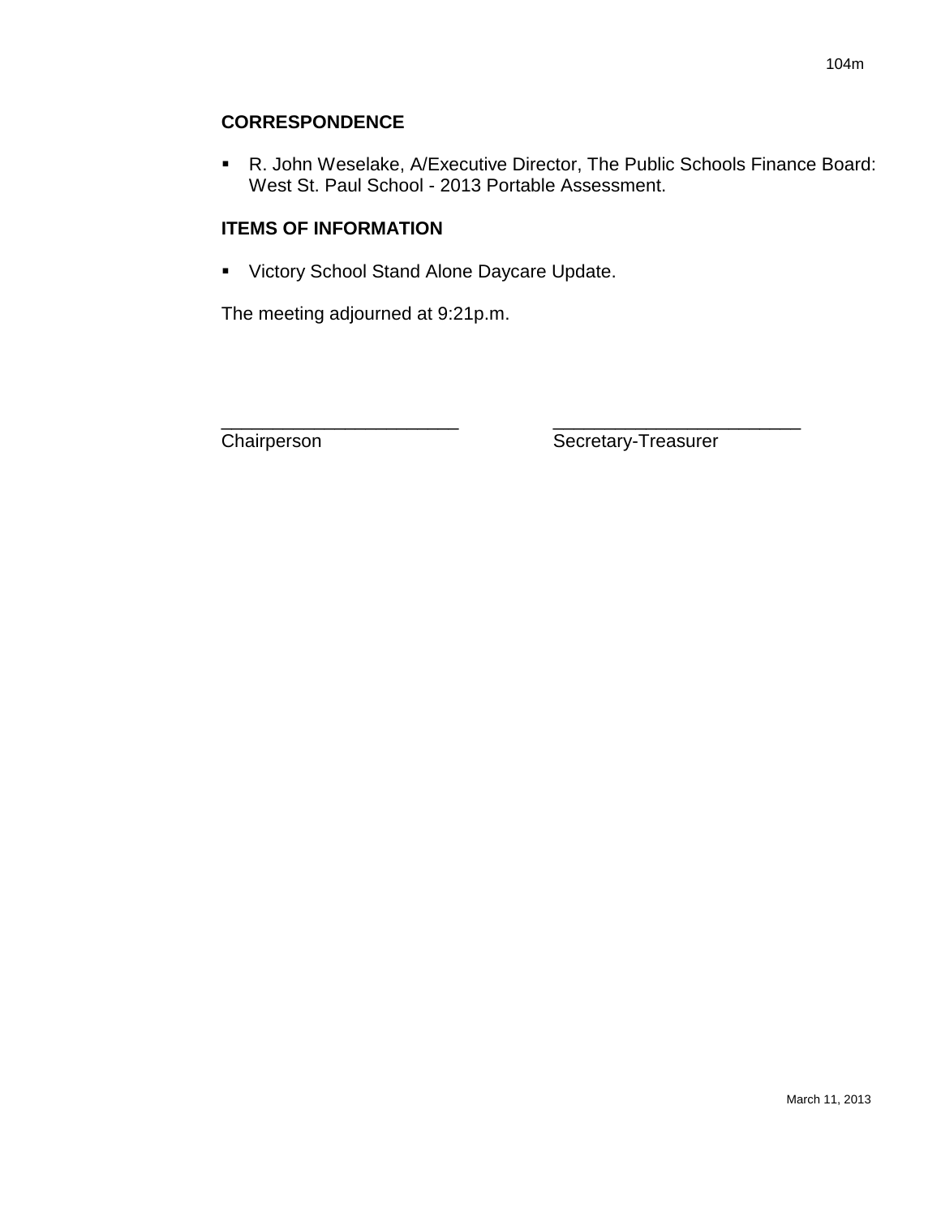## CORRESPONDENCE

- R. John Weselake, A/Executive Director, The Public Schools Finance Board: West St. Paul School - 2013 Portable Assessment.

## ITEMS OF INFORMATION

- Victory School Stand Alone Daycare Update.

The meeting adjourned at 9:21p.m.

\_\_\_\_\_\_\_\_\_\_\_\_\_\_\_\_\_\_\_\_\_\_\_\_ \_\_\_\_\_\_\_\_\_\_\_\_\_\_\_\_\_\_\_\_\_\_\_\_\_

Chairperson Secretary-Treasurer